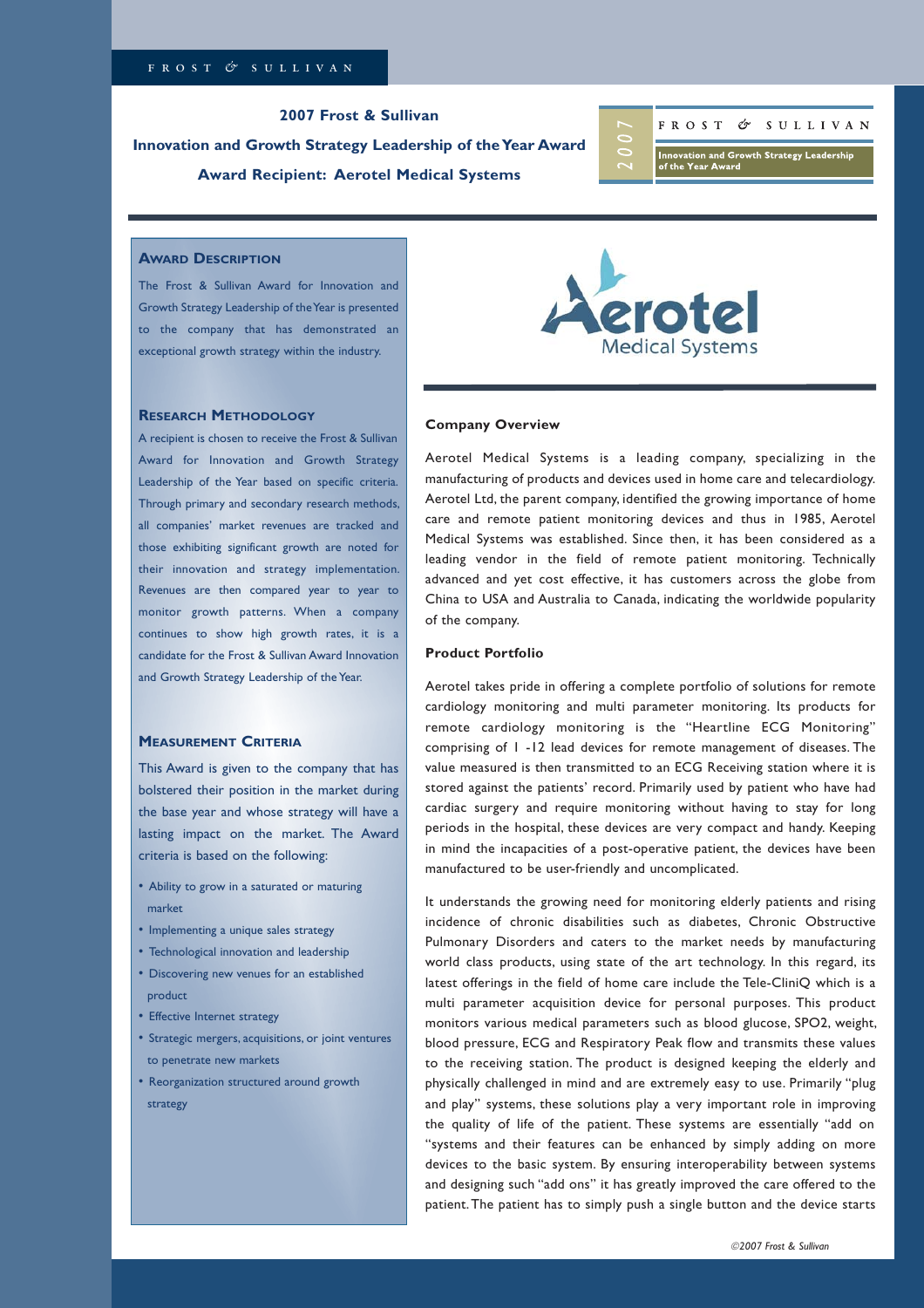# 2007 Frost & Sullivan

## Innovation and Growth Strategy Leadership of the Year Award

## Award Recipient: Aerotel Medical Systems

### Award Description

The Frost & Sullivan Award for Innovation and Growth Strategy Leadership of the Year is presented to the company that has demonstrated an exceptional growth strategy within the industry.

### Research Methodology

A recipient is chosen to receive the Frost & Sullivan Award for Innovation and Growth Strategy Leadership of the Year based on specific criteria. Through primary and secondary research methods, all companies' market revenues are tracked and those exhibiting significant growth are noted for their innovation and strategy implementation. Revenues are then compared year to year to monitor growth patterns. When a company continues to show high growth rates, it is a candidate for the Frost & Sullivan Award Innovation and Growth Strategy Leadership of the Year.

### Measurement Criteria

This Award is given to the company that has bolstered their position in the market during the base year and whose strategy will have a lasting impact on the market. The Award criteria is based on the following:

- Ability to grow in a saturated or maturing market
- Implementing a unique sales strategy
- Technological innovation and leadership
- Discovering new venues for an established product
- Effective Internet strategy
- Strategic mergers, acquisitions, or joint ventures to penetrate new markets
- Reorganization structured around growth strategy

### Company Overview

Aerotel Medical Systems is a leading company, specializing in the manufacturing of products and devices used in home care and telecardiology. Aerotel Ltd, the parent company, identified the growing importance of home care and remote patient monitoring devices and thus in 1985, Aerotel Medical Systems was established. Since then, it has been considered as a leading vendor in the field of remote patient monitoring. Technically advanced and yet cost effective, it has customers across the globe from China to USA and Australia to Canada, indicating the worldwide popularity of the company.

### Product Portfolio

Aerotel takes pride in offering a complete portfolio of solutions for remote cardiology monitoring and multi parameter monitoring. Its products for remote cardiology monitoring is the "Heartline ECG Monitoring" comprising of 1 -12 lead devices for remote management of diseases. The value measured is then transmitted to an ECG Receiving station where it is stored against the patients' record. Primarily used by patient who have had cardiac surgery and require monitoring without having to stay for long periods in the hospital, these devices are very compact and handy. Keeping in mind the incapacities of a post-operative patient, the devices have been manufactured to be user-friendly and uncomplicated.

It understands the growing need for monitoring elderly patients and rising incidence of chronic disabilities such as diabetes, Chronic Obstructive Pulmonary Disorders and caters to the market needs by manufacturing world class products, using state of the art technology. In this regard, its latest offerings in the field of home care include the Tele-CliniQ which is a multi parameter acquisition device for personal purposes. This product monitors various medical parameters such as blood glucose, SPO2, weight, blood pressure, ECG and Respiratory Peak flow and transmits these values to the receiving station. The product is designed keeping the elderly and physically challenged in mind and are extremely easy to use. Primarily "plug and play" systems, these solutions play a very important role in improving the quality of life of the patient. These systems are essentially "add on "systems and their features can be enhanced by simply adding on more devices to the basic system. By ensuring interoperability between systems and designing such "add ons" it has greatly improved the care offered to the patient. The patient has to simply push a single button and the device starts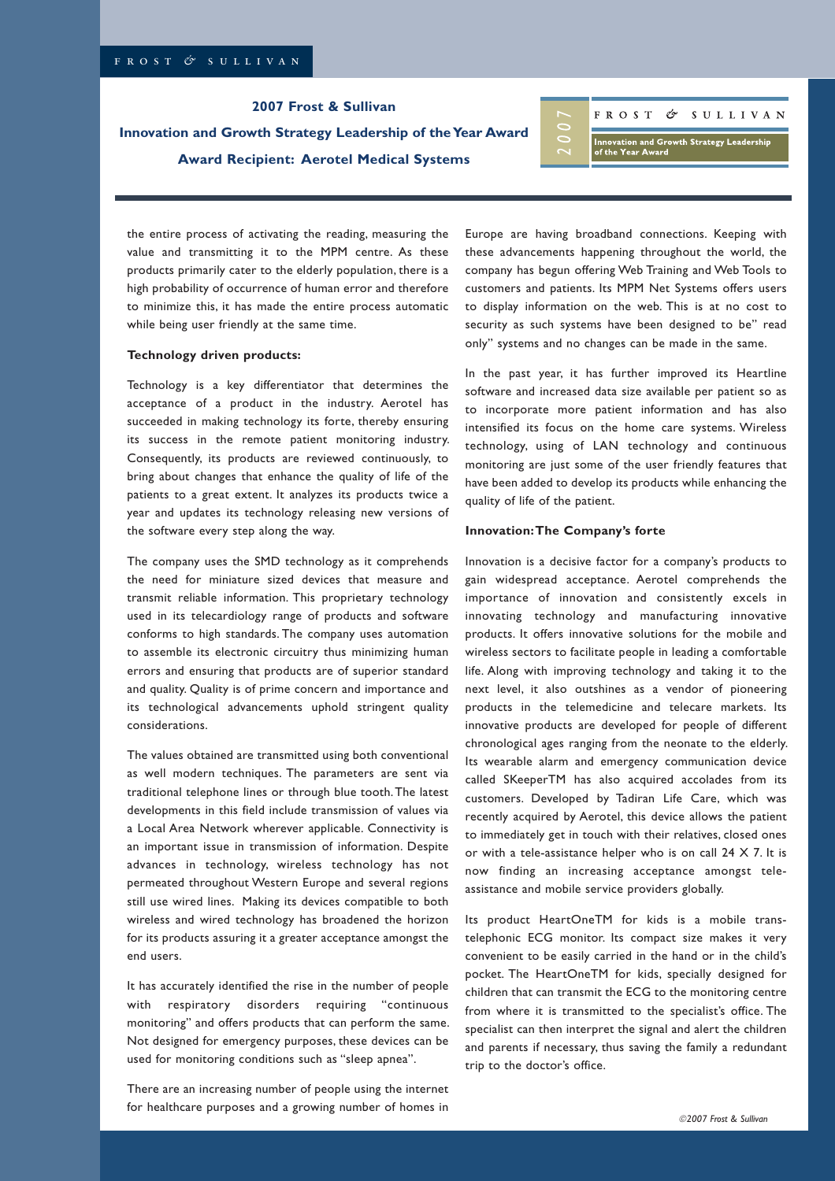the entire process of activating the reading, measuring the value and transmitting it to the MPM centre. As these products primarily cater to the elderly population, there is a high probability of occurrence of human error and therefore to minimize this, it has made the entire process automatic while being user friendly at the same time.

**Technology driven products:**

Technology is a key differentiator that determines the acceptance of a product in the industry. Aerotel has succeeded in making technology its forte, thereby ensuring its success in the remote patient monitoring industry. Consequently, its products are reviewed continuously, to bring about changes that enhance the quality of life of the patients to a great extent. It analyzes its products twice a year and updates its technology releasing new versions of the software every step along the way.

The company uses the SMD technology as it comprehends the need for miniature sized devices that measure and transmit reliable information. This proprietary technology used in its telecardiology range of products and software conforms to high standards. The company uses automation to assemble its electronic circuitry thus minimizing human errors and ensuring that products are of superior standard and quality. Quality is of prime concern and importance and its technological advancements uphold stringent quality considerations.

The values obtained are transmitted using both conventional as well modern techniques. The parameters are sent via traditional telephone lines or through blue tooth. The latest developments in this field include transmission of values via a Local Area Network wherever applicable. Connectivity is an important issue in transmission of information. Despite advances in technology, wireless technology has not permeated throughout Western Europe and several regions still use wired lines. Making its devices compatible to both wireless and wired technology has broadened the horizon for its products assuring it a greater acceptance amongst the end users.

It has accurately identified the rise in the number of people with respiratory disorders requiring "continuous monitoring" and offers products that can perform the same. Not designed for emergency purposes, these devices can be used for monitoring conditions such as "sleep apnea".

There are an increasing number of people using the internet for healthcare purposes and a growing number of homes in Europe are having broadband connections. Keeping with these advancements happening throughout the world, the company has begun offering Web Training and Web Tools to customers and patients. Its MPM Net Systems offers users to display information on the web. This is at no cost to security as such systems have been designed to be" read only" systems and no changes can be made in the same.

In the past year, it has further improved its Heartline software and increased data size available per patient so as to incorporate more patient information and has also intensified its focus on the home care systems. Wireless technology, using of LAN technology and continuous monitoring are just some of the user friendly features that have been added to develop its products while enhancing the quality of life of the patient.

**Innovation: The Company's forte**

Innovation is a decisive factor for a company's products to gain widespread acceptance. Aerotel comprehends the importance of innovation and consistently excels in innovating technology and manufacturing innovative products. It offers innovative solutions for the mobile and wireless sectors to facilitate people in leading a comfortable life. Along with improving technology and taking it to the next level, it also outshines as a vendor of pioneering products in the telemedicine and telecare markets. Its innovative products are developed for people of different chronological ages ranging from the neonate to the elderly. Its wearable alarm and emergency communication device called SKeeperTM has also acquired accolades from its customers. Developed by Tadiran Life Care, which was recently acquired by Aerotel, this device allows the patient to immediately get in touch with their relatives, closed ones or with a tele-assistance helper who is on call 24 X 7. It is now finding an increasing acceptance amongst tele-assistance and mobile service providers globally.

Its product HeartOneTM for kids is a mobile trans-telephonic ECG monitor. Its compact size makes it very convenient to be easily carried in the hand or in the child's pocket. The HeartOneTM for kids, specially designed for children that can transmit the ECG to the monitoring centre from where it is transmitted to the specialist's office. The specialist can then interpret the signal and alert the children and parents if necessary, thus saving the family a redundant trip to the doctor's office.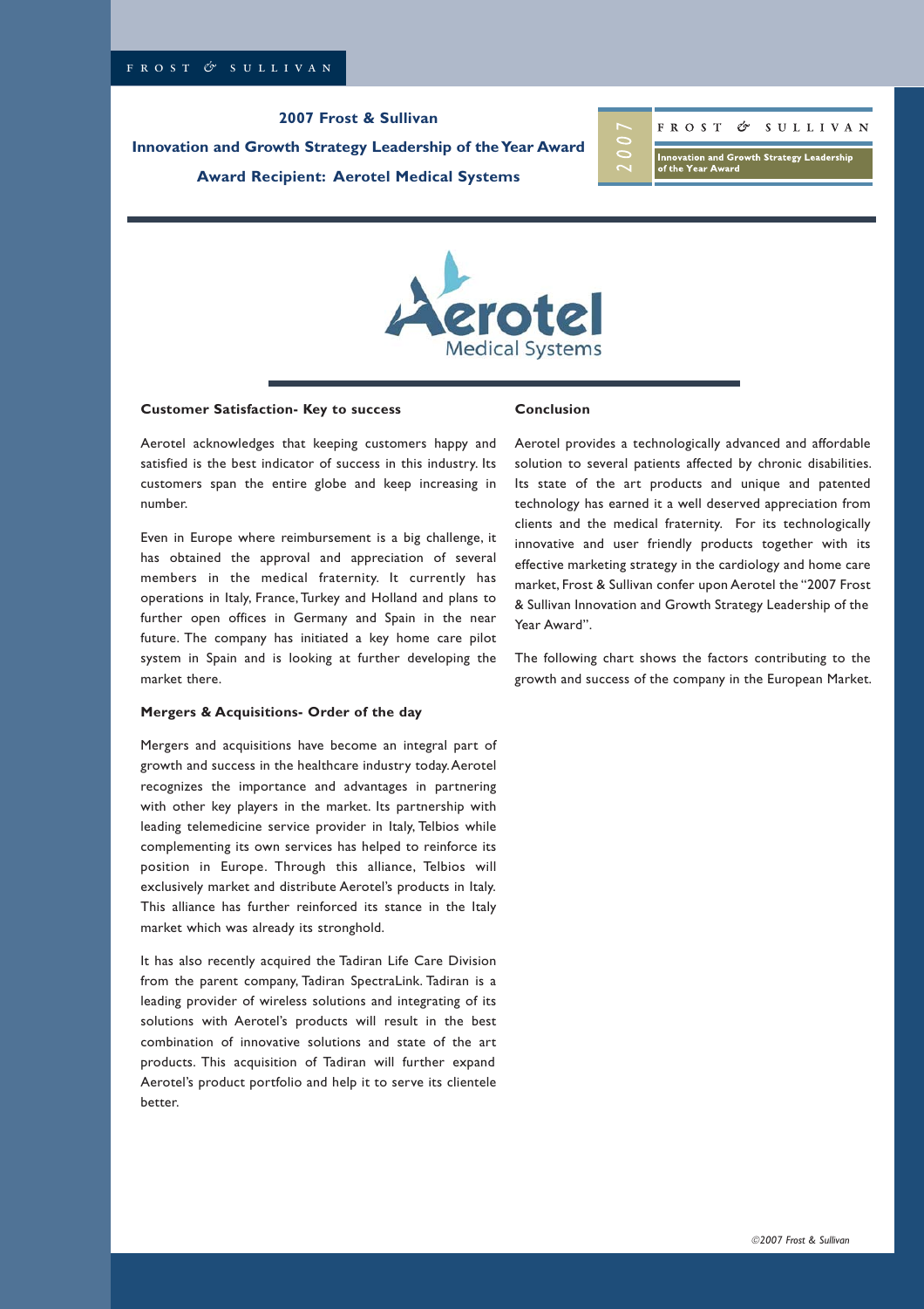**2007 Frost & Sullivan**

**Innovation and Growth Strategy Leadership of the Year Award**

**Award Recipient: Aerotel Medical Systems**

Aerotel Medical Systems

### Customer Satisfaction- Key to success

Aerotel acknowledges that keeping customers happy and satisfied is the best indicator of success in this industry. Its customers span the entire globe and keep increasing in number.

Even in Europe where reimbursement is a big challenge, it has obtained the approval and appreciation of several members in the medical fraternity. It currently has operations in Italy, France, Turkey and Holland and plans to further open offices in Germany and Spain in the near future. The company has initiated a key home care pilot system in Spain and is looking at further developing the market there.

### Mergers & Acquisitions- Order of the day

Mergers and acquisitions have become an integral part of growth and success in the healthcare industry today. Aerotel recognizes the importance and advantages in partnering with other key players in the market. Its partnership with leading telemedicine service provider in Italy, Telbios while complementing its own services has helped to reinforce its position in Europe. Through this alliance, Telbios will exclusively market and distribute Aerotel's products in Italy. This alliance has further reinforced its stance in the Italy market which was already its stronghold.

It has also recently acquired the Tadiran Life Care Division from the parent company, Tadiran SpectraLink. Tadiran is a leading provider of wireless solutions and integrating of its solutions with Aerotel's products will result in the best combination of innovative solutions and state of the art products. This acquisition of Tadiran will further expand Aerotel's product portfolio and help it to serve its clientele better.

### Conclusion

Aerotel provides a technologically advanced and affordable solution to several patients affected by chronic disabilities. Its state of the art products and unique and patented technology has earned it a well deserved appreciation from clients and the medical fraternity. For its technologically innovative and user friendly products together with its effective marketing strategy in the cardiology and home care market, Frost & Sullivan confer upon Aerotel the "2007 Frost & Sullivan Innovation and Growth Strategy Leadership of the Year Award".

The following chart shows the factors contributing to the growth and success of the company in the European Market.

*©2007 Frost & Sullivan*